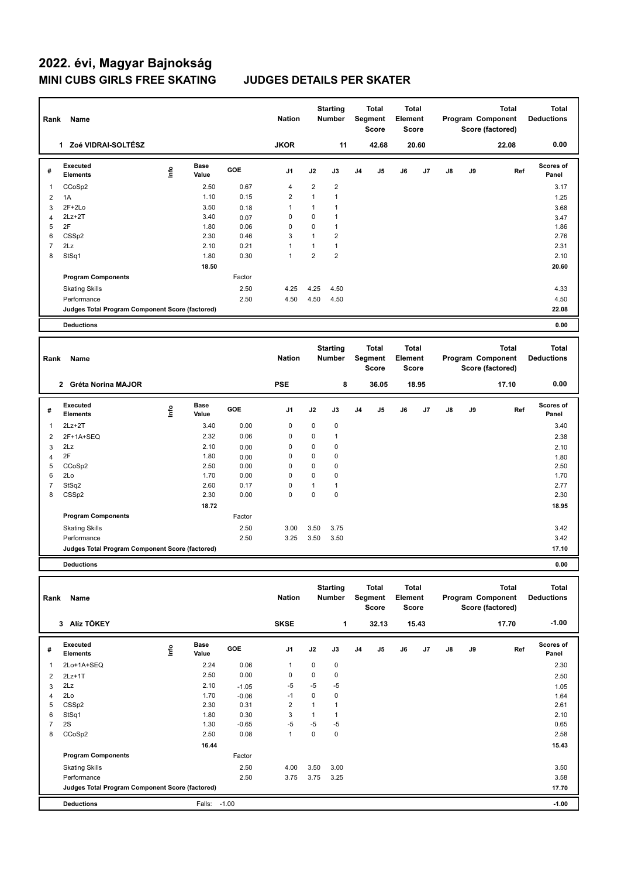# 2022. évi, Magyar Bajnokság

## MINI CUBS GIRLS FREE SKATING — JUDGES DETAILS PER SKATER

| Rank | Name | Nation | Starting Number | Total Segment Score | Total Element Score | Total Program Component Score (factored) | Total Deductions |
|---|---|---|---|---|---|---|---|
| 1 | Zoé VIDRAI-SOLTÉSZ | JKOR | 11 | 42.68 | 20.60 | 22.08 | 0.00 |

| # | Executed Elements | Info | Base Value | GOE | J1 | J2 | J3 | J4 | J5 | J6 | J7 | J8 | J9 | Ref | Scores of Panel |
|---|---|---|---|---|---|---|---|---|---|---|---|---|---|---|---|
| 1 | CCoSp2 | | 2.50 | 0.67 | 4 | 2 | 2 | | | | | | | | 3.17 |
| 2 | 1A | | 1.10 | 0.15 | 2 | 1 | 1 | | | | | | | | 1.25 |
| 3 | 2F+2Lo | | 3.50 | 0.18 | 1 | 1 | 1 | | | | | | | | 3.68 |
| 4 | 2Lz+2T | | 3.40 | 0.07 | 0 | 0 | 1 | | | | | | | | 3.47 |
| 5 | 2F | | 1.80 | 0.06 | 0 | 0 | 1 | | | | | | | | 1.86 |
| 6 | CSSp2 | | 2.30 | 0.46 | 3 | 1 | 2 | | | | | | | | 2.76 |
| 7 | 2Lz | | 2.10 | 0.21 | 1 | 1 | 1 | | | | | | | | 2.31 |
| 8 | StSq1 | | 1.80 | 0.30 | 1 | 2 | 2 | | | | | | | | 2.10 |
| | | | 18.50 | | | | | | | | | | | | 20.60 |
| | **Program Components** | | | Factor | | | | | | | | | | | |
| | Skating Skills | | | 2.50 | 4.25 | 4.25 | 4.50 | | | | | | | | 4.33 |
| | Performance | | | 2.50 | 4.50 | 4.50 | 4.50 | | | | | | | | 4.50 |
| | **Judges Total Program Component Score (factored)** | | | | | | | | | | | | | | 22.08 |
| | **Deductions** | | | | | | | | | | | | | | 0.00 |

| Rank | Name | Nation | Starting Number | Total Segment Score | Total Element Score | Total Program Component Score (factored) | Total Deductions |
|---|---|---|---|---|---|---|---|
| 2 | Gréta Norina MAJOR | PSE | 8 | 36.05 | 18.95 | 17.10 | 0.00 |

| # | Executed Elements | Info | Base Value | GOE | J1 | J2 | J3 | J4 | J5 | J6 | J7 | J8 | J9 | Ref | Scores of Panel |
|---|---|---|---|---|---|---|---|---|---|---|---|---|---|---|---|
| 1 | 2Lz+2T | | 3.40 | 0.00 | 0 | 0 | 0 | | | | | | | | 3.40 |
| 2 | 2F+1A+SEQ | | 2.32 | 0.06 | 0 | 0 | 1 | | | | | | | | 2.38 |
| 3 | 2Lz | | 2.10 | 0.00 | 0 | 0 | 0 | | | | | | | | 2.10 |
| 4 | 2F | | 1.80 | 0.00 | 0 | 0 | 0 | | | | | | | | 1.80 |
| 5 | CCoSp2 | | 2.50 | 0.00 | 0 | 0 | 0 | | | | | | | | 2.50 |
| 6 | 2Lo | | 1.70 | 0.00 | 0 | 0 | 0 | | | | | | | | 1.70 |
| 7 | StSq2 | | 2.60 | 0.17 | 0 | 1 | 1 | | | | | | | | 2.77 |
| 8 | CSSp2 | | 2.30 | 0.00 | 0 | 0 | 0 | | | | | | | | 2.30 |
| | | | 18.72 | | | | | | | | | | | | 18.95 |
| | **Program Components** | | | Factor | | | | | | | | | | | |
| | Skating Skills | | | 2.50 | 3.00 | 3.50 | 3.75 | | | | | | | | 3.42 |
| | Performance | | | 2.50 | 3.25 | 3.50 | 3.50 | | | | | | | | 3.42 |
| | **Judges Total Program Component Score (factored)** | | | | | | | | | | | | | | 17.10 |
| | **Deductions** | | | | | | | | | | | | | | 0.00 |

| Rank | Name | Nation | Starting Number | Total Segment Score | Total Element Score | Total Program Component Score (factored) | Total Deductions |
|---|---|---|---|---|---|---|---|
| 3 | Alíz TŐKEY | SKSE | 1 | 32.13 | 15.43 | 17.70 | -1.00 |

| # | Executed Elements | Info | Base Value | GOE | J1 | J2 | J3 | J4 | J5 | J6 | J7 | J8 | J9 | Ref | Scores of Panel |
|---|---|---|---|---|---|---|---|---|---|---|---|---|---|---|---|
| 1 | 2Lo+1A+SEQ | | 2.24 | 0.06 | 1 | 0 | 0 | | | | | | | | 2.30 |
| 2 | 2Lz+1T | | 2.50 | 0.00 | 0 | 0 | 0 | | | | | | | | 2.50 |
| 3 | 2Lz | | 2.10 | -1.05 | -5 | -5 | -5 | | | | | | | | 1.05 |
| 4 | 2Lo | | 1.70 | -0.06 | -1 | 0 | 0 | | | | | | | | 1.64 |
| 5 | CSSp2 | | 2.30 | 0.31 | 2 | 1 | 1 | | | | | | | | 2.61 |
| 6 | StSq1 | | 1.80 | 0.30 | 3 | 1 | 1 | | | | | | | | 2.10 |
| 7 | 2S | | 1.30 | -0.65 | -5 | -5 | -5 | | | | | | | | 0.65 |
| 8 | CCoSp2 | | 2.50 | 0.08 | 1 | 0 | 0 | | | | | | | | 2.58 |
| | | | 16.44 | | | | | | | | | | | | 15.43 |
| | **Program Components** | | | Factor | | | | | | | | | | | |
| | Skating Skills | | | 2.50 | 4.00 | 3.50 | 3.00 | | | | | | | | 3.50 |
| | Performance | | | 2.50 | 3.75 | 3.75 | 3.25 | | | | | | | | 3.58 |
| | **Judges Total Program Component Score (factored)** | | | | | | | | | | | | | | 17.70 |
| | **Deductions** | | Falls: | -1.00 | | | | | | | | | | | -1.00 |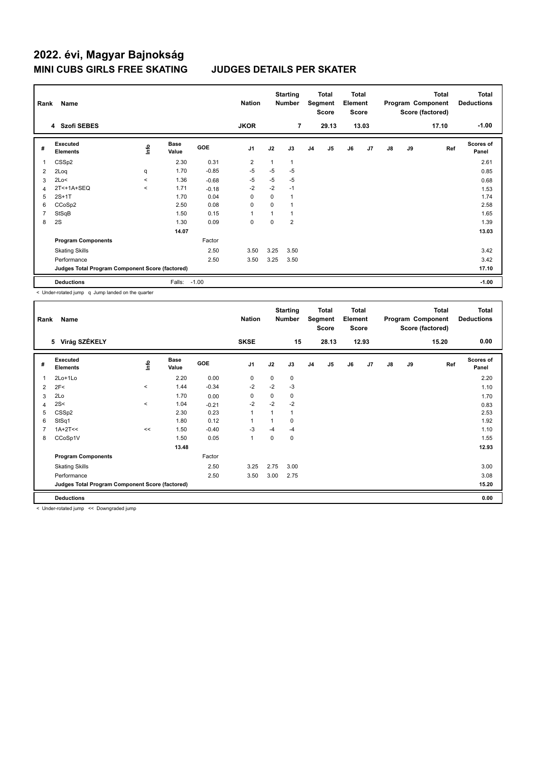# 2022. évi, Magyar Bajnokság

## MINI CUBS GIRLS FREE SKATING JUDGES DETAILS PER SKATER

| Rank | Name | Nation | Starting Number | Total Segment Score | Total Element Score | Total Program Component Score (factored) | Total Deductions |
|---|---|---|---|---|---|---|---|
| 4 | Szofi SEBES | JKOR | 7 | 29.13 | 13.03 | 17.10 | -1.00 |

| # | Executed Elements | Info | Base Value | GOE | J1 | J2 | J3 | J4 | J5 | J6 | J7 | J8 | J9 | Ref | Scores of Panel |
|---|---|---|---|---|---|---|---|---|---|---|---|---|---|---|---|
| 1 | CSSp2 | | 2.30 | 0.31 | 2 | 1 | 1 | | | | | | | | 2.61 |
| 2 | 2Loq | q | 1.70 | -0.85 | -5 | -5 | -5 | | | | | | | | 0.85 |
| 3 | 2Lo< | < | 1.36 | -0.68 | -5 | -5 | -5 | | | | | | | | 0.68 |
| 4 | 2T<+1A+SEQ | < | 1.71 | -0.18 | -2 | -2 | -1 | | | | | | | | 1.53 |
| 5 | 2S+1T | | 1.70 | 0.04 | 0 | 0 | 1 | | | | | | | | 1.74 |
| 6 | CCoSp2 | | 2.50 | 0.08 | 0 | 0 | 1 | | | | | | | | 2.58 |
| 7 | StSqB | | 1.50 | 0.15 | 1 | 1 | 1 | | | | | | | | 1.65 |
| 8 | 2S | | 1.30 | 0.09 | 0 | 0 | 2 | | | | | | | | 1.39 |
| | | | 14.07 | | | | | | | | | | | | 13.03 |
| | **Program Components** | | | Factor | | | | | | | | | | | |
| | Skating Skills | | | 2.50 | 3.50 | 3.25 | 3.50 | | | | | | | | 3.42 |
| | Performance | | | 2.50 | 3.50 | 3.25 | 3.50 | | | | | | | | 3.42 |
| | **Judges Total Program Component Score (factored)** | | | | | | | | | | | | | | 17.10 |
| | **Deductions** | | Falls: | -1.00 | | | | | | | | | | | -1.00 |

< Under-rotated jump q Jump landed on the quarter

| Rank | Name | Nation | Starting Number | Total Segment Score | Total Element Score | Total Program Component Score (factored) | Total Deductions |
|---|---|---|---|---|---|---|---|
| 5 | Virág SZÉKELY | SKSE | 15 | 28.13 | 12.93 | 15.20 | 0.00 |

| # | Executed Elements | Info | Base Value | GOE | J1 | J2 | J3 | J4 | J5 | J6 | J7 | J8 | J9 | Ref | Scores of Panel |
|---|---|---|---|---|---|---|---|---|---|---|---|---|---|---|---|
| 1 | 2Lo+1Lo | | 2.20 | 0.00 | 0 | 0 | 0 | | | | | | | | 2.20 |
| 2 | 2F< | < | 1.44 | -0.34 | -2 | -2 | -3 | | | | | | | | 1.10 |
| 3 | 2Lo | | 1.70 | 0.00 | 0 | 0 | 0 | | | | | | | | 1.70 |
| 4 | 2S< | < | 1.04 | -0.21 | -2 | -2 | -2 | | | | | | | | 0.83 |
| 5 | CSSp2 | | 2.30 | 0.23 | 1 | 1 | 1 | | | | | | | | 2.53 |
| 6 | StSq1 | | 1.80 | 0.12 | 1 | 1 | 0 | | | | | | | | 1.92 |
| 7 | 1A+2T<< | << | 1.50 | -0.40 | -3 | -4 | -4 | | | | | | | | 1.10 |
| 8 | CCoSp1V | | 1.50 | 0.05 | 1 | 0 | 0 | | | | | | | | 1.55 |
| | | | 13.48 | | | | | | | | | | | | 12.93 |
| | **Program Components** | | | Factor | | | | | | | | | | | |
| | Skating Skills | | | 2.50 | 3.25 | 2.75 | 3.00 | | | | | | | | 3.00 |
| | Performance | | | 2.50 | 3.50 | 3.00 | 2.75 | | | | | | | | 3.08 |
| | **Judges Total Program Component Score (factored)** | | | | | | | | | | | | | | 15.20 |
| | **Deductions** | | | | | | | | | | | | | | 0.00 |

< Under-rotated jump << Downgraded jump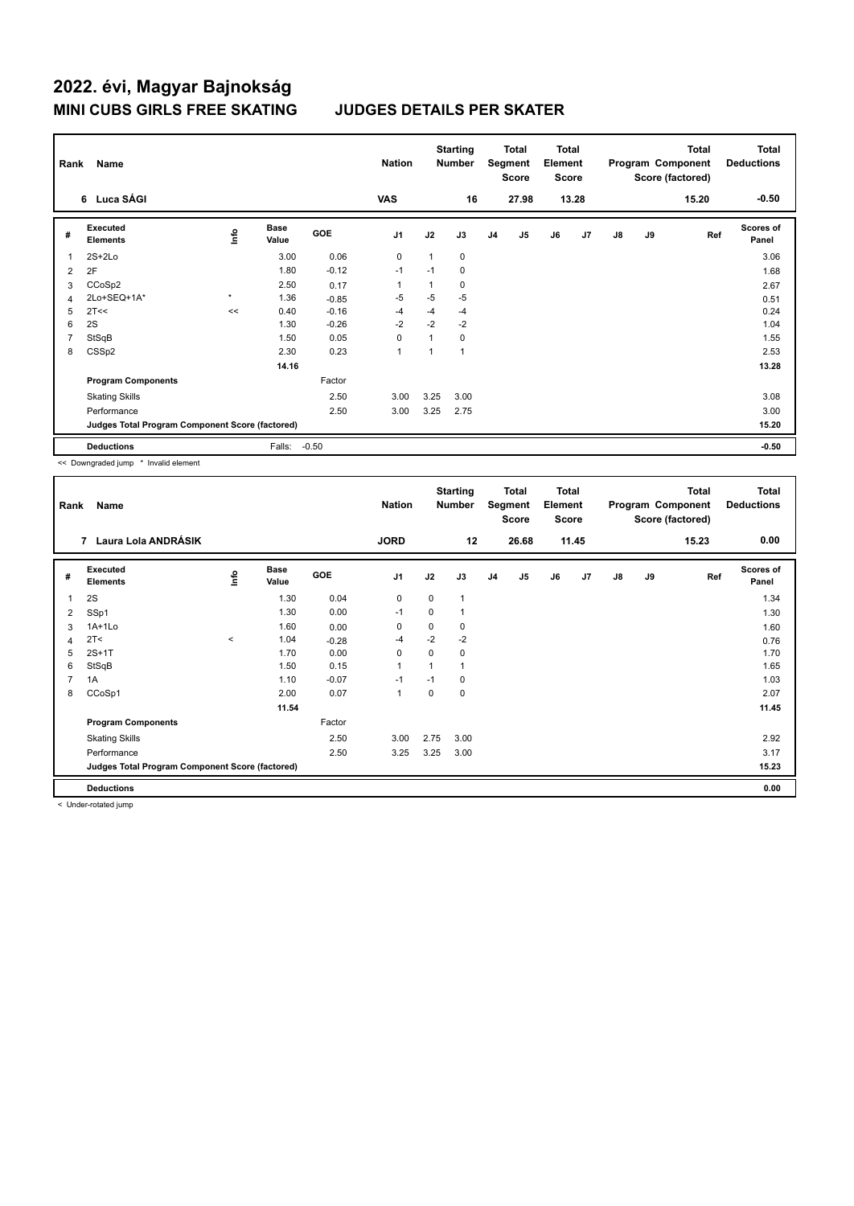# 2022. évi, Magyar Bajnokság

## MINI CUBS GIRLS FREE SKATING JUDGES DETAILS PER SKATER

| Rank | Name | Nation | Starting Number | Total Segment Score | Total Element Score | Total Program Component Score (factored) | Total Deductions |
|---|---|---|---|---|---|---|---|
| 6 | Luca SÁGI | VAS | 16 | 27.98 | 13.28 | 15.20 | -0.50 |

| # | Executed Elements | Info | Base Value | GOE | J1 | J2 | J3 | J4 | J5 | J6 | J7 | J8 | J9 | Ref | Scores of Panel |
|---|---|---|---|---|---|---|---|---|---|---|---|---|---|---|---|
| 1 | 2S+2Lo | | 3.00 | 0.06 | 0 | 1 | 0 | | | | | | | | 3.06 |
| 2 | 2F | | 1.80 | -0.12 | -1 | -1 | 0 | | | | | | | | 1.68 |
| 3 | CCoSp2 | | 2.50 | 0.17 | 1 | 1 | 0 | | | | | | | | 2.67 |
| 4 | 2Lo+SEQ+1A* | * | 1.36 | -0.85 | -5 | -5 | -5 | | | | | | | | 0.51 |
| 5 | 2T<< | << | 0.40 | -0.16 | -4 | -4 | -4 | | | | | | | | 0.24 |
| 6 | 2S | | 1.30 | -0.26 | -2 | -2 | -2 | | | | | | | | 1.04 |
| 7 | StSqB | | 1.50 | 0.05 | 0 | 1 | 0 | | | | | | | | 1.55 |
| 8 | CSSp2 | | 2.30 | 0.23 | 1 | 1 | 1 | | | | | | | | 2.53 |
| | | | 14.16 | | | | | | | | | | | | 13.28 |
| | **Program Components** | | | Factor | | | | | | | | | | | |
| | Skating Skills | | | 2.50 | 3.00 | 3.25 | 3.00 | | | | | | | | 3.08 |
| | Performance | | | 2.50 | 3.00 | 3.25 | 2.75 | | | | | | | | 3.00 |
| | **Judges Total Program Component Score (factored)** | | | | | | | | | | | | | | 15.20 |
| | **Deductions** | | Falls: | -0.50 | | | | | | | | | | | -0.50 |

<< Downgraded jump * Invalid element

| Rank | Name | Nation | Starting Number | Total Segment Score | Total Element Score | Total Program Component Score (factored) | Total Deductions |
|---|---|---|---|---|---|---|---|
| 7 | Laura Lola ANDRÁSIK | JORD | 12 | 26.68 | 11.45 | 15.23 | 0.00 |

| # | Executed Elements | Info | Base Value | GOE | J1 | J2 | J3 | J4 | J5 | J6 | J7 | J8 | J9 | Ref | Scores of Panel |
|---|---|---|---|---|---|---|---|---|---|---|---|---|---|---|---|
| 1 | 2S | | 1.30 | 0.04 | 0 | 0 | 1 | | | | | | | | 1.34 |
| 2 | SSp1 | | 1.30 | 0.00 | -1 | 0 | 1 | | | | | | | | 1.30 |
| 3 | 1A+1Lo | | 1.60 | 0.00 | 0 | 0 | 0 | | | | | | | | 1.60 |
| 4 | 2T< | < | 1.04 | -0.28 | -4 | -2 | -2 | | | | | | | | 0.76 |
| 5 | 2S+1T | | 1.70 | 0.00 | 0 | 0 | 0 | | | | | | | | 1.70 |
| 6 | StSqB | | 1.50 | 0.15 | 1 | 1 | 1 | | | | | | | | 1.65 |
| 7 | 1A | | 1.10 | -0.07 | -1 | -1 | 0 | | | | | | | | 1.03 |
| 8 | CCoSp1 | | 2.00 | 0.07 | 1 | 0 | 0 | | | | | | | | 2.07 |
| | | | 11.54 | | | | | | | | | | | | 11.45 |
| | **Program Components** | | | Factor | | | | | | | | | | | |
| | Skating Skills | | | 2.50 | 3.00 | 2.75 | 3.00 | | | | | | | | 2.92 |
| | Performance | | | 2.50 | 3.25 | 3.25 | 3.00 | | | | | | | | 3.17 |
| | **Judges Total Program Component Score (factored)** | | | | | | | | | | | | | | 15.23 |
| | **Deductions** | | | | | | | | | | | | | | 0.00 |

< Under-rotated jump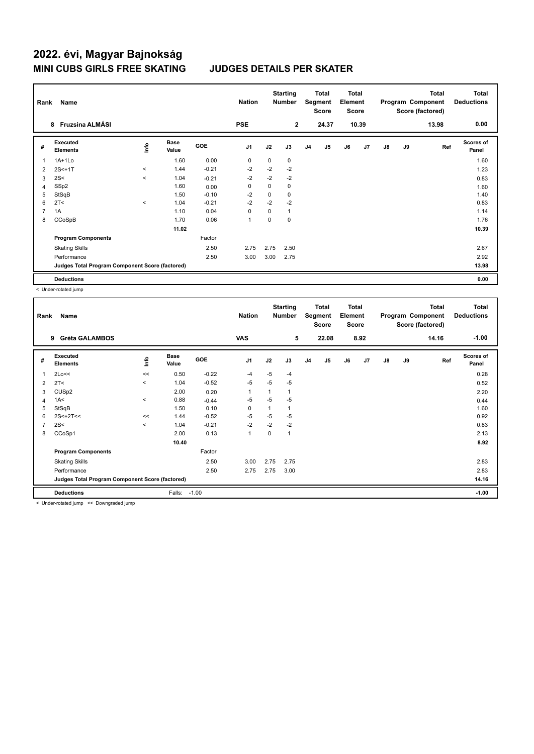# 2022. évi, Magyar Bajnokság

## MINI CUBS GIRLS FREE SKATING JUDGES DETAILS PER SKATER

| Rank | Name | Nation | Starting Number | Total Segment Score | Total Element Score | Total Program Component Score (factored) | Total Deductions |
|---|---|---|---|---|---|---|---|
| 8 | Fruzsina ALMÁSI | PSE | 2 | 24.37 | 10.39 | 13.98 | 0.00 |

| # | Executed Elements | Info | Base Value | GOE | J1 | J2 | J3 | J4 | J5 | J6 | J7 | J8 | J9 | Ref | Scores of Panel |
|---|---|---|---|---|---|---|---|---|---|---|---|---|---|---|---|
| 1 | 1A+1Lo | | 1.60 | 0.00 | 0 | 0 | 0 | | | | | | | | 1.60 |
| 2 | 2S<+1T | < | 1.44 | -0.21 | -2 | -2 | -2 | | | | | | | | 1.23 |
| 3 | 2S< | < | 1.04 | -0.21 | -2 | -2 | -2 | | | | | | | | 0.83 |
| 4 | SSp2 | | 1.60 | 0.00 | 0 | 0 | 0 | | | | | | | | 1.60 |
| 5 | StSqB | | 1.50 | -0.10 | -2 | 0 | 0 | | | | | | | | 1.40 |
| 6 | 2T< | < | 1.04 | -0.21 | -2 | -2 | -2 | | | | | | | | 0.83 |
| 7 | 1A | | 1.10 | 0.04 | 0 | 0 | 1 | | | | | | | | 1.14 |
| 8 | CCoSpB | | 1.70 | 0.06 | 1 | 0 | 0 | | | | | | | | 1.76 |
| | | | 11.02 | | | | | | | | | | | | 10.39 |
| | **Program Components** | | | Factor | | | | | | | | | | | |
| | Skating Skills | | | 2.50 | 2.75 | 2.75 | 2.50 | | | | | | | | 2.67 |
| | Performance | | | 2.50 | 3.00 | 3.00 | 2.75 | | | | | | | | 2.92 |
| | **Judges Total Program Component Score (factored)** | | | | | | | | | | | | | | 13.98 |
| | **Deductions** | | | | | | | | | | | | | | 0.00 |

< Under-rotated jump

| Rank | Name | Nation | Starting Number | Total Segment Score | Total Element Score | Total Program Component Score (factored) | Total Deductions |
|---|---|---|---|---|---|---|---|
| 9 | Gréta GALAMBOS | VAS | 5 | 22.08 | 8.92 | 14.16 | -1.00 |

| # | Executed Elements | Info | Base Value | GOE | J1 | J2 | J3 | J4 | J5 | J6 | J7 | J8 | J9 | Ref | Scores of Panel |
|---|---|---|---|---|---|---|---|---|---|---|---|---|---|---|---|
| 1 | 2Lo<< | << | 0.50 | -0.22 | -4 | -5 | -4 | | | | | | | | 0.28 |
| 2 | 2T< | < | 1.04 | -0.52 | -5 | -5 | -5 | | | | | | | | 0.52 |
| 3 | CUSp2 | | 2.00 | 0.20 | 1 | 1 | 1 | | | | | | | | 2.20 |
| 4 | 1A< | < | 0.88 | -0.44 | -5 | -5 | -5 | | | | | | | | 0.44 |
| 5 | StSqB | | 1.50 | 0.10 | 0 | 1 | 1 | | | | | | | | 1.60 |
| 6 | 2S<+2T<< | << | 1.44 | -0.52 | -5 | -5 | -5 | | | | | | | | 0.92 |
| 7 | 2S< | < | 1.04 | -0.21 | -2 | -2 | -2 | | | | | | | | 0.83 |
| 8 | CCoSp1 | | 2.00 | 0.13 | 1 | 0 | 1 | | | | | | | | 2.13 |
| | | | 10.40 | | | | | | | | | | | | 8.92 |
| | **Program Components** | | | Factor | | | | | | | | | | | |
| | Skating Skills | | | 2.50 | 3.00 | 2.75 | 2.75 | | | | | | | | 2.83 |
| | Performance | | | 2.50 | 2.75 | 2.75 | 3.00 | | | | | | | | 2.83 |
| | **Judges Total Program Component Score (factored)** | | | | | | | | | | | | | | 14.16 |
| | **Deductions** | | Falls: | -1.00 | | | | | | | | | | | -1.00 |

< Under-rotated jump << Downgraded jump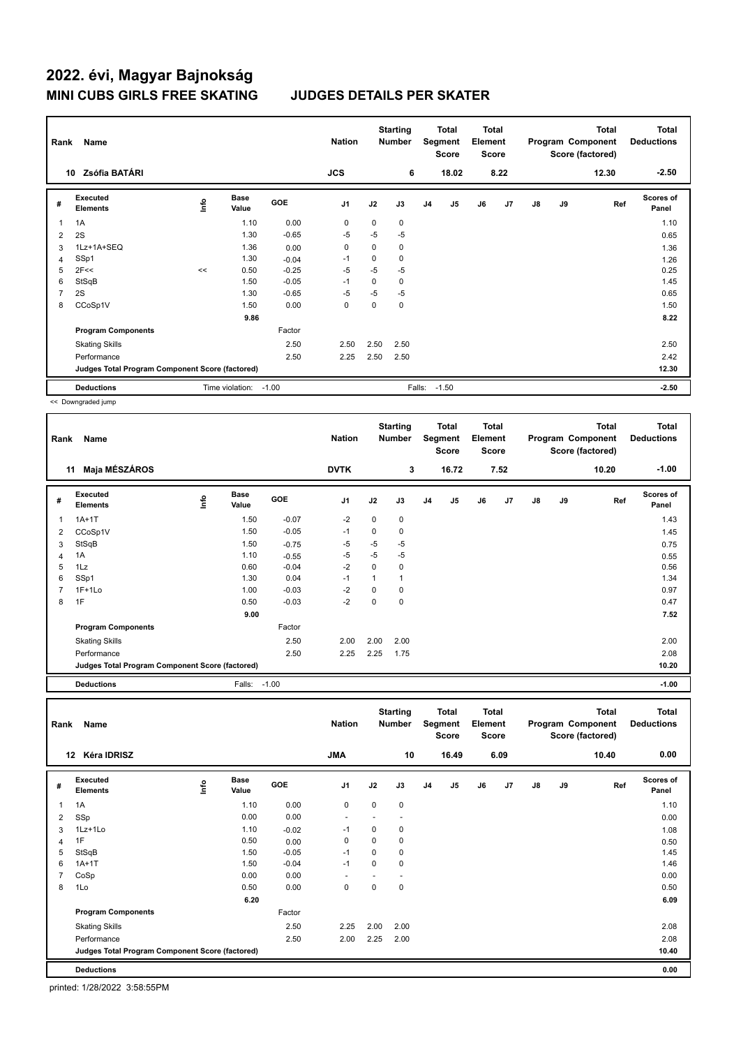# 2022. évi, Magyar Bajnokság

## MINI CUBS GIRLS FREE SKATING JUDGES DETAILS PER SKATER

| Rank | Name | Nation | Starting Number | Total Segment Score | Total Element Score | Total Program Component Score (factored) | Total Deductions |
|---|---|---|---|---|---|---|---|
| 10 | Zsófia BATÁRI | JCS | 6 | 18.02 | 8.22 | 12.30 | -2.50 |

| # | Executed Elements | Info | Base Value | GOE | J1 | J2 | J3 | J4 | J5 | J6 | J7 | J8 | J9 | Ref | Scores of Panel |
|---|---|---|---|---|---|---|---|---|---|---|---|---|---|---|---|
| 1 | 1A | | 1.10 | 0.00 | 0 | 0 | 0 | | | | | | | | 1.10 |
| 2 | 2S | | 1.30 | -0.65 | -5 | -5 | -5 | | | | | | | | 0.65 |
| 3 | 1Lz+1A+SEQ | | 1.36 | 0.00 | 0 | 0 | 0 | | | | | | | | 1.36 |
| 4 | SSp1 | | 1.30 | -0.04 | -1 | 0 | 0 | | | | | | | | 1.26 |
| 5 | 2F<< | << | 0.50 | -0.25 | -5 | -5 | -5 | | | | | | | | 0.25 |
| 6 | StSqB | | 1.50 | -0.05 | -1 | 0 | 0 | | | | | | | | 1.45 |
| 7 | 2S | | 1.30 | -0.65 | -5 | -5 | -5 | | | | | | | | 0.65 |
| 8 | CCoSp1V | | 1.50 | 0.00 | 0 | 0 | 0 | | | | | | | | 1.50 |
| | | | 9.86 | | | | | | | | | | | | 8.22 |
| | Program Components | | | Factor | | | | | | | | | | | |
| | Skating Skills | | | 2.50 | 2.50 | 2.50 | 2.50 | | | | | | | | 2.50 |
| | Performance | | | 2.50 | 2.25 | 2.50 | 2.50 | | | | | | | | 2.42 |
| | Judges Total Program Component Score (factored) | | | | | | | | | | | | | | 12.30 |
| | Deductions | | Time violation: | -1.00 | | | Falls: | -1.50 | | | | | | | -2.50 |

<< Downgraded jump

| Rank | Name | Nation | Starting Number | Total Segment Score | Total Element Score | Total Program Component Score (factored) | Total Deductions |
|---|---|---|---|---|---|---|---|
| 11 | Maja MÉSZÁROS | DVTK | 3 | 16.72 | 7.52 | 10.20 | -1.00 |

| # | Executed Elements | Info | Base Value | GOE | J1 | J2 | J3 | J4 | J5 | J6 | J7 | J8 | J9 | Ref | Scores of Panel |
|---|---|---|---|---|---|---|---|---|---|---|---|---|---|---|---|
| 1 | 1A+1T | | 1.50 | -0.07 | -2 | 0 | 0 | | | | | | | | 1.43 |
| 2 | CCoSp1V | | 1.50 | -0.05 | -1 | 0 | 0 | | | | | | | | 1.45 |
| 3 | StSqB | | 1.50 | -0.75 | -5 | -5 | -5 | | | | | | | | 0.75 |
| 4 | 1A | | 1.10 | -0.55 | -5 | -5 | -5 | | | | | | | | 0.55 |
| 5 | 1Lz | | 0.60 | -0.04 | -2 | 0 | 0 | | | | | | | | 0.56 |
| 6 | SSp1 | | 1.30 | 0.04 | -1 | 1 | 1 | | | | | | | | 1.34 |
| 7 | 1F+1Lo | | 1.00 | -0.03 | -2 | 0 | 0 | | | | | | | | 0.97 |
| 8 | 1F | | 0.50 | -0.03 | -2 | 0 | 0 | | | | | | | | 0.47 |
| | | | 9.00 | | | | | | | | | | | | 7.52 |
| | Program Components | | | Factor | | | | | | | | | | | |
| | Skating Skills | | | 2.50 | 2.00 | 2.00 | 2.00 | | | | | | | | 2.00 |
| | Performance | | | 2.50 | 2.25 | 2.25 | 1.75 | | | | | | | | 2.08 |
| | Judges Total Program Component Score (factored) | | | | | | | | | | | | | | 10.20 |
| | Deductions | | Falls: | -1.00 | | | | | | | | | | | -1.00 |

| Rank | Name | Nation | Starting Number | Total Segment Score | Total Element Score | Total Program Component Score (factored) | Total Deductions |
|---|---|---|---|---|---|---|---|
| 12 | Kéra IDRISZ | JMA | 10 | 16.49 | 6.09 | 10.40 | 0.00 |

| # | Executed Elements | Info | Base Value | GOE | J1 | J2 | J3 | J4 | J5 | J6 | J7 | J8 | J9 | Ref | Scores of Panel |
|---|---|---|---|---|---|---|---|---|---|---|---|---|---|---|---|
| 1 | 1A | | 1.10 | 0.00 | 0 | 0 | 0 | | | | | | | | 1.10 |
| 2 | SSp | | 0.00 | 0.00 | - | - | - | | | | | | | | 0.00 |
| 3 | 1Lz+1Lo | | 1.10 | -0.02 | -1 | 0 | 0 | | | | | | | | 1.08 |
| 4 | 1F | | 0.50 | 0.00 | 0 | 0 | 0 | | | | | | | | 0.50 |
| 5 | StSqB | | 1.50 | -0.05 | -1 | 0 | 0 | | | | | | | | 1.45 |
| 6 | 1A+1T | | 1.50 | -0.04 | -1 | 0 | 0 | | | | | | | | 1.46 |
| 7 | CoSp | | 0.00 | 0.00 | - | - | - | | | | | | | | 0.00 |
| 8 | 1Lo | | 0.50 | 0.00 | 0 | 0 | 0 | | | | | | | | 0.50 |
| | | | 6.20 | | | | | | | | | | | | 6.09 |
| | Program Components | | | Factor | | | | | | | | | | | |
| | Skating Skills | | | 2.50 | 2.25 | 2.00 | 2.00 | | | | | | | | 2.08 |
| | Performance | | | 2.50 | 2.00 | 2.25 | 2.00 | | | | | | | | 2.08 |
| | Judges Total Program Component Score (factored) | | | | | | | | | | | | | | 10.40 |
| | Deductions | | | | | | | | | | | | | | 0.00 |

printed: 1/28/2022 3:58:55PM